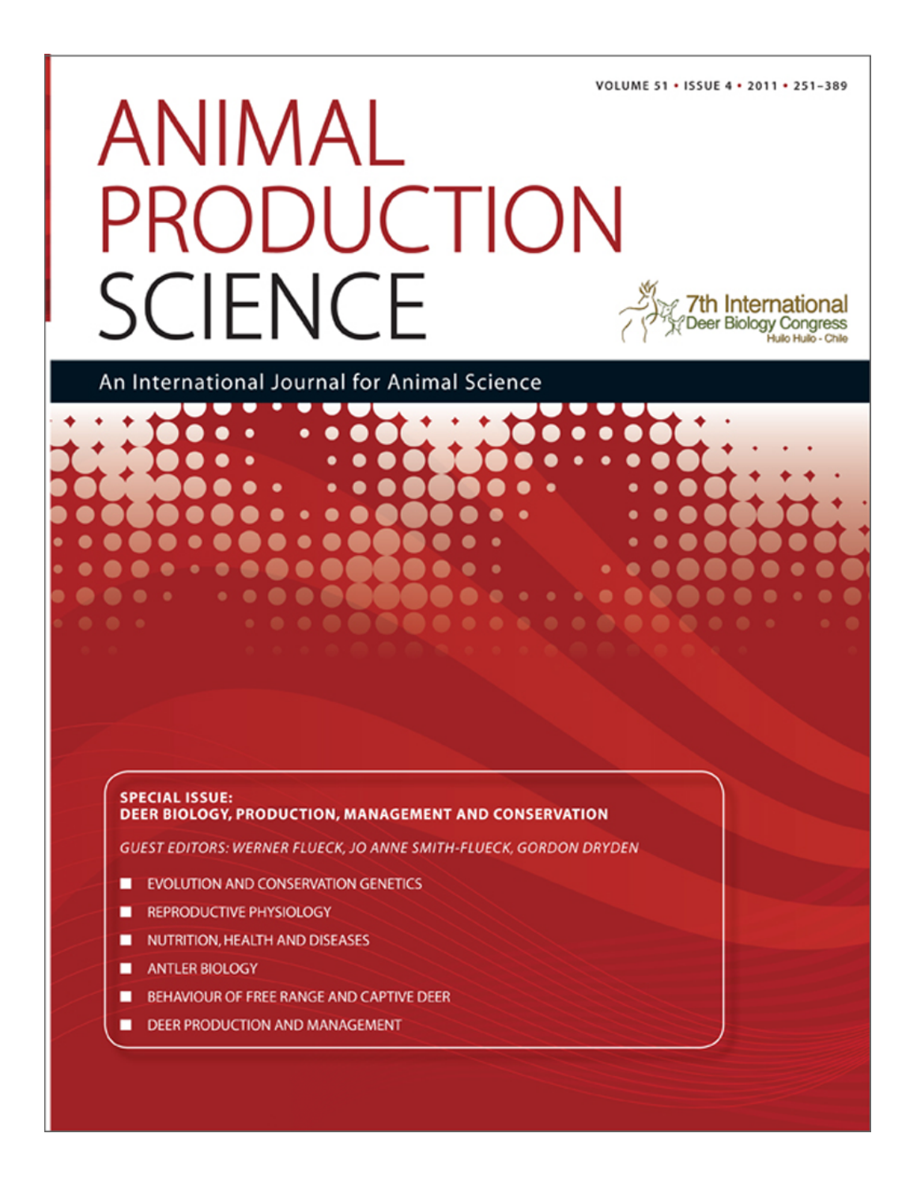VOLUME 51 • ISSUE 4 • 2011 • 251–389

# ANIMAL PRODUCTION SCIENCE

7th International Deer Biology Congress
Huilo Huilo - Chile

An International Journal for Animal Science

**SPECIAL ISSUE:**
**DEER BIOLOGY, PRODUCTION, MANAGEMENT AND CONSERVATION**

*GUEST EDITORS: WERNER FLUECK, JO ANNE SMITH-FLUECK, GORDON DRYDEN*

- EVOLUTION AND CONSERVATION GENETICS
- REPRODUCTIVE PHYSIOLOGY
- NUTRITION, HEALTH AND DISEASES
- ANTLER BIOLOGY
- BEHAVIOUR OF FREE RANGE AND CAPTIVE DEER
- DEER PRODUCTION AND MANAGEMENT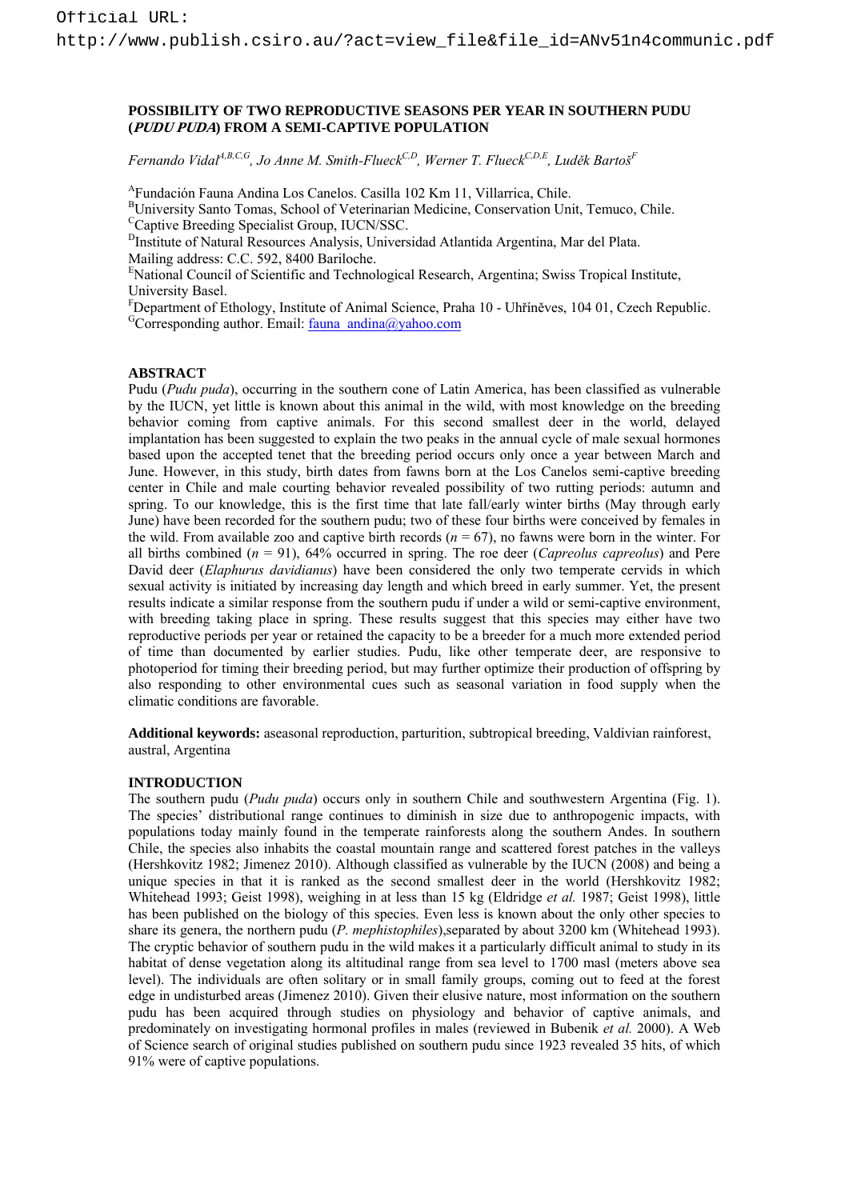Official URL:
http://www.publish.csiro.au/?act=view_file&file_id=ANv51n4communic.pdf

**POSSIBILITY OF TWO REPRODUCTIVE SEASONS PER YEAR IN SOUTHERN PUDU (*PUDU PUDA*) FROM A SEMI-CAPTIVE POPULATION**

*Fernando Vidal[A,B,C,G], Jo Anne M. Smith-Flueck[C,D], Werner T. Flueck[C,D,E], Luděk Bartoš[F]*

[A]Fundación Fauna Andina Los Canelos. Casilla 102 Km 11, Villarrica, Chile.
[B]University Santo Tomas, School of Veterinarian Medicine, Conservation Unit, Temuco, Chile.
[C]Captive Breeding Specialist Group, IUCN/SSC.
[D]Institute of Natural Resources Analysis, Universidad Atlantida Argentina, Mar del Plata.
Mailing address: C.C. 592, 8400 Bariloche.
[E]National Council of Scientific and Technological Research, Argentina; Swiss Tropical Institute, University Basel.
[F]Department of Ethology, Institute of Animal Science, Praha 10 - Uhříněves, 104 01, Czech Republic.
[G]Corresponding author. Email: fauna_andina@yahoo.com

**ABSTRACT**

Pudu (*Pudu puda*), occurring in the southern cone of Latin America, has been classified as vulnerable by the IUCN, yet little is known about this animal in the wild, with most knowledge on the breeding behavior coming from captive animals. For this second smallest deer in the world, delayed implantation has been suggested to explain the two peaks in the annual cycle of male sexual hormones based upon the accepted tenet that the breeding period occurs only once a year between March and June. However, in this study, birth dates from fawns born at the Los Canelos semi-captive breeding center in Chile and male courting behavior revealed possibility of two rutting periods: autumn and spring. To our knowledge, this is the first time that late fall/early winter births (May through early June) have been recorded for the southern pudu; two of these four births were conceived by females in the wild. From available zoo and captive birth records ($n = 67$), no fawns were born in the winter. For all births combined ($n = 91$), 64% occurred in spring. The roe deer (*Capreolus capreolus*) and Pere David deer (*Elaphurus davidianus*) have been considered the only two temperate cervids in which sexual activity is initiated by increasing day length and which breed in early summer. Yet, the present results indicate a similar response from the southern pudu if under a wild or semi-captive environment, with breeding taking place in spring. These results suggest that this species may either have two reproductive periods per year or retained the capacity to be a breeder for a much more extended period of time than documented by earlier studies. Pudu, like other temperate deer, are responsive to photoperiod for timing their breeding period, but may further optimize their production of offspring by also responding to other environmental cues such as seasonal variation in food supply when the climatic conditions are favorable.

**Additional keywords:** aseasonal reproduction, parturition, subtropical breeding, Valdivian rainforest, austral, Argentina

**INTRODUCTION**

The southern pudu (*Pudu puda*) occurs only in southern Chile and southwestern Argentina (Fig. 1). The species' distributional range continues to diminish in size due to anthropogenic impacts, with populations today mainly found in the temperate rainforests along the southern Andes. In southern Chile, the species also inhabits the coastal mountain range and scattered forest patches in the valleys (Hershkovitz 1982; Jimenez 2010). Although classified as vulnerable by the IUCN (2008) and being a unique species in that it is ranked as the second smallest deer in the world (Hershkovitz 1982; Whitehead 1993; Geist 1998), weighing in at less than 15 kg (Eldridge *et al.* 1987; Geist 1998), little has been published on the biology of this species. Even less is known about the only other species to share its genera, the northern pudu (*P. mephistophiles*),separated by about 3200 km (Whitehead 1993). The cryptic behavior of southern pudu in the wild makes it a particularly difficult animal to study in its habitat of dense vegetation along its altitudinal range from sea level to 1700 masl (meters above sea level). The individuals are often solitary or in small family groups, coming out to feed at the forest edge in undisturbed areas (Jimenez 2010). Given their elusive nature, most information on the southern pudu has been acquired through studies on physiology and behavior of captive animals, and predominately on investigating hormonal profiles in males (reviewed in Bubenik *et al.* 2000). A Web of Science search of original studies published on southern pudu since 1923 revealed 35 hits, of which 91% were of captive populations.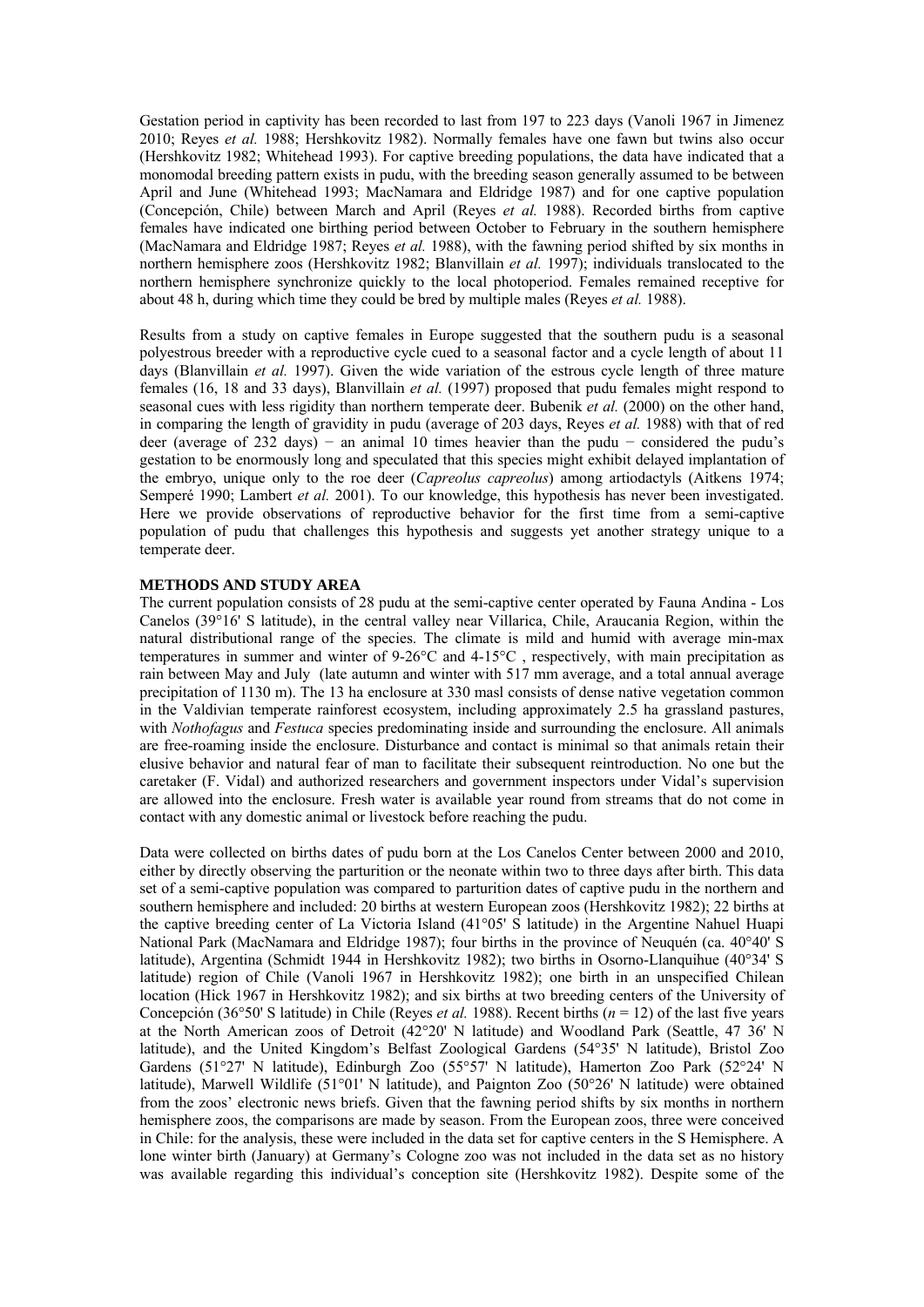Gestation period in captivity has been recorded to last from 197 to 223 days (Vanoli 1967 in Jimenez 2010; Reyes *et al.* 1988; Hershkovitz 1982). Normally females have one fawn but twins also occur (Hershkovitz 1982; Whitehead 1993). For captive breeding populations, the data have indicated that a monomodal breeding pattern exists in pudu, with the breeding season generally assumed to be between April and June (Whitehead 1993; MacNamara and Eldridge 1987) and for one captive population (Concepción, Chile) between March and April (Reyes *et al.* 1988). Recorded births from captive females have indicated one birthing period between October to February in the southern hemisphere (MacNamara and Eldridge 1987; Reyes *et al.* 1988), with the fawning period shifted by six months in northern hemisphere zoos (Hershkovitz 1982; Blanvillain *et al.* 1997); individuals translocated to the northern hemisphere synchronize quickly to the local photoperiod. Females remained receptive for about 48 h, during which time they could be bred by multiple males (Reyes *et al.* 1988).

Results from a study on captive females in Europe suggested that the southern pudu is a seasonal polyestrous breeder with a reproductive cycle cued to a seasonal factor and a cycle length of about 11 days (Blanvillain *et al.* 1997). Given the wide variation of the estrous cycle length of three mature females (16, 18 and 33 days), Blanvillain *et al.* (1997) proposed that pudu females might respond to seasonal cues with less rigidity than northern temperate deer. Bubenik *et al.* (2000) on the other hand, in comparing the length of gravidity in pudu (average of 203 days, Reyes *et al.* 1988) with that of red deer (average of 232 days) − an animal 10 times heavier than the pudu − considered the pudu's gestation to be enormously long and speculated that this species might exhibit delayed implantation of the embryo, unique only to the roe deer (*Capreolus capreolus*) among artiodactyls (Aitkens 1974; Semperé 1990; Lambert *et al.* 2001). To our knowledge, this hypothesis has never been investigated. Here we provide observations of reproductive behavior for the first time from a semi-captive population of pudu that challenges this hypothesis and suggests yet another strategy unique to a temperate deer.

**METHODS AND STUDY AREA**

The current population consists of 28 pudu at the semi-captive center operated by Fauna Andina - Los Canelos (39°16' S latitude), in the central valley near Villarica, Chile, Araucania Region, within the natural distributional range of the species. The climate is mild and humid with average min-max temperatures in summer and winter of 9-26°C and 4-15°C , respectively, with main precipitation as rain between May and July (late autumn and winter with 517 mm average, and a total annual average precipitation of 1130 m). The 13 ha enclosure at 330 masl consists of dense native vegetation common in the Valdivian temperate rainforest ecosystem, including approximately 2.5 ha grassland pastures, with *Nothofagus* and *Festuca* species predominating inside and surrounding the enclosure. All animals are free-roaming inside the enclosure. Disturbance and contact is minimal so that animals retain their elusive behavior and natural fear of man to facilitate their subsequent reintroduction. No one but the caretaker (F. Vidal) and authorized researchers and government inspectors under Vidal's supervision are allowed into the enclosure. Fresh water is available year round from streams that do not come in contact with any domestic animal or livestock before reaching the pudu.

Data were collected on births dates of pudu born at the Los Canelos Center between 2000 and 2010, either by directly observing the parturition or the neonate within two to three days after birth. This data set of a semi-captive population was compared to parturition dates of captive pudu in the northern and southern hemisphere and included: 20 births at western European zoos (Hershkovitz 1982); 22 births at the captive breeding center of La Victoria Island (41°05' S latitude) in the Argentine Nahuel Huapi National Park (MacNamara and Eldridge 1987); four births in the province of Neuquén (ca. 40°40' S latitude), Argentina (Schmidt 1944 in Hershkovitz 1982); two births in Osorno-Llanquihue (40°34' S latitude) region of Chile (Vanoli 1967 in Hershkovitz 1982); one birth in an unspecified Chilean location (Hick 1967 in Hershkovitz 1982); and six births at two breeding centers of the University of Concepción (36°50' S latitude) in Chile (Reyes *et al.* 1988). Recent births ($n = 12$) of the last five years at the North American zoos of Detroit (42°20' N latitude) and Woodland Park (Seattle, 47 36' N latitude), and the United Kingdom's Belfast Zoological Gardens (54°35' N latitude), Bristol Zoo Gardens (51°27' N latitude), Edinburgh Zoo (55°57' N latitude), Hamerton Zoo Park (52°24' N latitude), Marwell Wildlife (51°01' N latitude), and Paignton Zoo (50°26' N latitude) were obtained from the zoos' electronic news briefs. Given that the fawning period shifts by six months in northern hemisphere zoos, the comparisons are made by season. From the European zoos, three were conceived in Chile: for the analysis, these were included in the data set for captive centers in the S Hemisphere. A lone winter birth (January) at Germany's Cologne zoo was not included in the data set as no history was available regarding this individual's conception site (Hershkovitz 1982). Despite some of the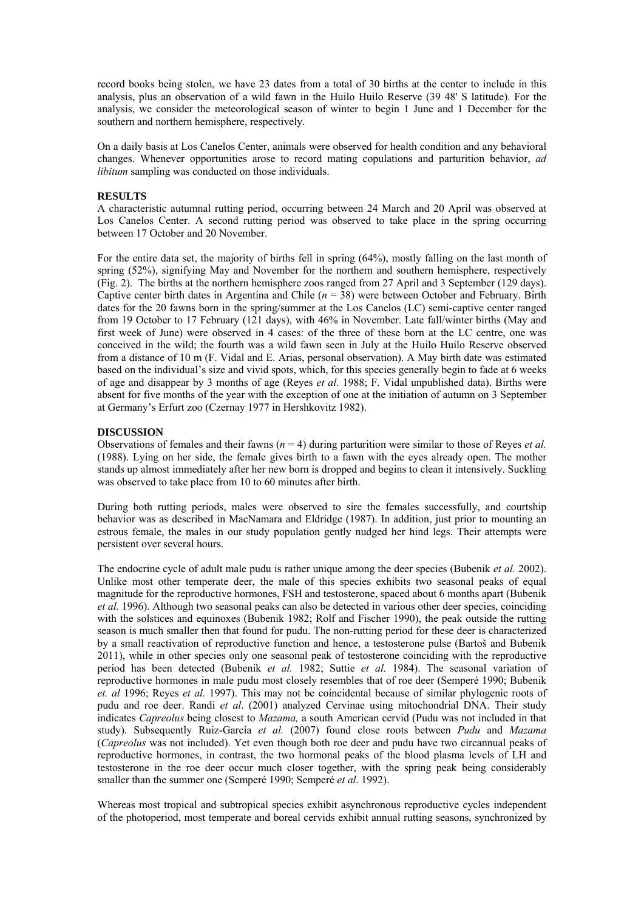record books being stolen, we have 23 dates from a total of 30 births at the center to include in this analysis, plus an observation of a wild fawn in the Huilo Huilo Reserve (39 48' S latitude). For the analysis, we consider the meteorological season of winter to begin 1 June and 1 December for the southern and northern hemisphere, respectively.

On a daily basis at Los Canelos Center, animals were observed for health condition and any behavioral changes. Whenever opportunities arose to record mating copulations and parturition behavior, *ad libitum* sampling was conducted on those individuals.

## RESULTS

A characteristic autumnal rutting period, occurring between 24 March and 20 April was observed at Los Canelos Center. A second rutting period was observed to take place in the spring occurring between 17 October and 20 November.

For the entire data set, the majority of births fell in spring (64%), mostly falling on the last month of spring (52%), signifying May and November for the northern and southern hemisphere, respectively (Fig. 2). The births at the northern hemisphere zoos ranged from 27 April and 3 September (129 days). Captive center birth dates in Argentina and Chile (*n* = 38) were between October and February. Birth dates for the 20 fawns born in the spring/summer at the Los Canelos (LC) semi-captive center ranged from 19 October to 17 February (121 days), with 46% in November. Late fall/winter births (May and first week of June) were observed in 4 cases: of the three of these born at the LC centre, one was conceived in the wild; the fourth was a wild fawn seen in July at the Huilo Huilo Reserve observed from a distance of 10 m (F. Vidal and E. Arias, personal observation). A May birth date was estimated based on the individual's size and vivid spots, which, for this species generally begin to fade at 6 weeks of age and disappear by 3 months of age (Reyes *et al.* 1988; F. Vidal unpublished data). Births were absent for five months of the year with the exception of one at the initiation of autumn on 3 September at Germany's Erfurt zoo (Czernay 1977 in Hershkovitz 1982).

## DISCUSSION

Observations of females and their fawns (*n* = 4) during parturition were similar to those of Reyes *et al.* (1988). Lying on her side, the female gives birth to a fawn with the eyes already open. The mother stands up almost immediately after her new born is dropped and begins to clean it intensively. Suckling was observed to take place from 10 to 60 minutes after birth.

During both rutting periods, males were observed to sire the females successfully, and courtship behavior was as described in MacNamara and Eldridge (1987). In addition, just prior to mounting an estrous female, the males in our study population gently nudged her hind legs. Their attempts were persistent over several hours.

The endocrine cycle of adult male pudu is rather unique among the deer species (Bubenik *et al.* 2002). Unlike most other temperate deer, the male of this species exhibits two seasonal peaks of equal magnitude for the reproductive hormones, FSH and testosterone, spaced about 6 months apart (Bubenik *et al.* 1996). Although two seasonal peaks can also be detected in various other deer species, coinciding with the solstices and equinoxes (Bubenik 1982; Rolf and Fischer 1990), the peak outside the rutting season is much smaller then that found for pudu. The non-rutting period for these deer is characterized by a small reactivation of reproductive function and hence, a testosterone pulse (Bartoš and Bubenik 2011), while in other species only one seasonal peak of testosterone coinciding with the reproductive period has been detected (Bubenik *et al.* 1982; Suttie *et al.* 1984). The seasonal variation of reproductive hormones in male pudu most closely resembles that of roe deer (Semperé 1990; Bubenik *et. al* 1996; Reyes *et al.* 1997). This may not be coincidental because of similar phylogenic roots of pudu and roe deer. Randi *et al*. (2001) analyzed Cervinae using mitochondrial DNA. Their study indicates *Capreolus* being closest to *Mazama,* a south American cervid (Pudu was not included in that study). Subsequently Ruiz-García *et al.* (2007) found close roots between *Pudu* and *Mazama* (*Capreolus* was not included). Yet even though both roe deer and pudu have two circannual peaks of reproductive hormones, in contrast, the two hormonal peaks of the blood plasma levels of LH and testosterone in the roe deer occur much closer together, with the spring peak being considerably smaller than the summer one (Semperé 1990; Semperé *et al*. 1992).

Whereas most tropical and subtropical species exhibit asynchronous reproductive cycles independent of the photoperiod, most temperate and boreal cervids exhibit annual rutting seasons, synchronized by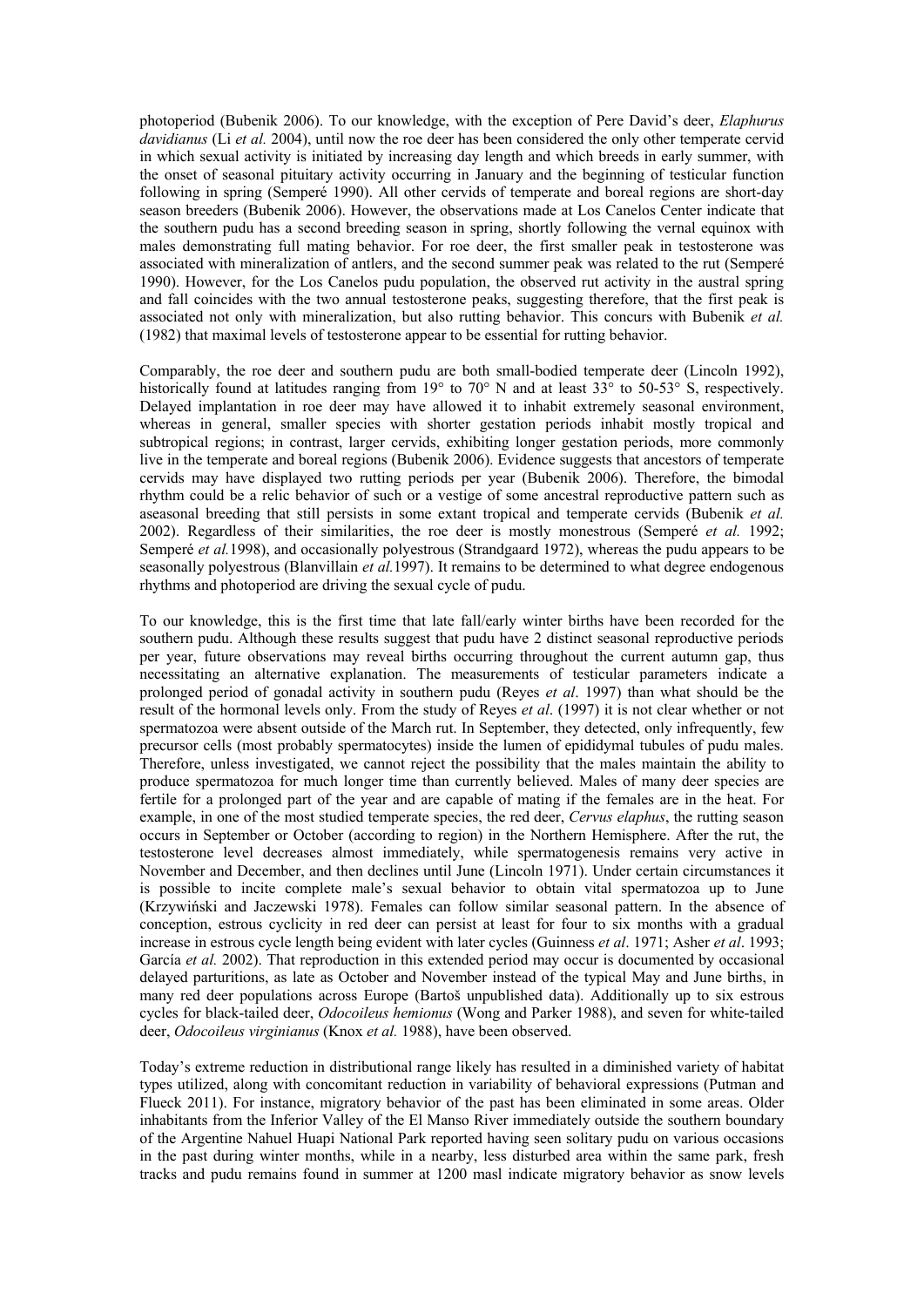photoperiod (Bubenik 2006). To our knowledge, with the exception of Pere David's deer, *Elaphurus davidianus* (Li *et al.* 2004), until now the roe deer has been considered the only other temperate cervid in which sexual activity is initiated by increasing day length and which breeds in early summer, with the onset of seasonal pituitary activity occurring in January and the beginning of testicular function following in spring (Semperé 1990). All other cervids of temperate and boreal regions are short-day season breeders (Bubenik 2006). However, the observations made at Los Canelos Center indicate that the southern pudu has a second breeding season in spring, shortly following the vernal equinox with males demonstrating full mating behavior. For roe deer, the first smaller peak in testosterone was associated with mineralization of antlers, and the second summer peak was related to the rut (Semperé 1990). However, for the Los Canelos pudu population, the observed rut activity in the austral spring and fall coincides with the two annual testosterone peaks, suggesting therefore, that the first peak is associated not only with mineralization, but also rutting behavior. This concurs with Bubenik *et al.* (1982) that maximal levels of testosterone appear to be essential for rutting behavior.

Comparably, the roe deer and southern pudu are both small-bodied temperate deer (Lincoln 1992), historically found at latitudes ranging from 19° to 70° N and at least 33° to 50-53° S, respectively. Delayed implantation in roe deer may have allowed it to inhabit extremely seasonal environment, whereas in general, smaller species with shorter gestation periods inhabit mostly tropical and subtropical regions; in contrast, larger cervids, exhibiting longer gestation periods, more commonly live in the temperate and boreal regions (Bubenik 2006). Evidence suggests that ancestors of temperate cervids may have displayed two rutting periods per year (Bubenik 2006). Therefore, the bimodal rhythm could be a relic behavior of such or a vestige of some ancestral reproductive pattern such as aseasonal breeding that still persists in some extant tropical and temperate cervids (Bubenik *et al.* 2002). Regardless of their similarities, the roe deer is mostly monestrous (Semperé *et al.* 1992; Semperé *et al.*1998), and occasionally polyestrous (Strandgaard 1972), whereas the pudu appears to be seasonally polyestrous (Blanvillain *et al.*1997). It remains to be determined to what degree endogenous rhythms and photoperiod are driving the sexual cycle of pudu.

To our knowledge, this is the first time that late fall/early winter births have been recorded for the southern pudu. Although these results suggest that pudu have 2 distinct seasonal reproductive periods per year, future observations may reveal births occurring throughout the current autumn gap, thus necessitating an alternative explanation. The measurements of testicular parameters indicate a prolonged period of gonadal activity in southern pudu (Reyes *et al*. 1997) than what should be the result of the hormonal levels only. From the study of Reyes *et al*. (1997) it is not clear whether or not spermatozoa were absent outside of the March rut. In September, they detected, only infrequently, few precursor cells (most probably spermatocytes) inside the lumen of epididymal tubules of pudu males. Therefore, unless investigated, we cannot reject the possibility that the males maintain the ability to produce spermatozoa for much longer time than currently believed. Males of many deer species are fertile for a prolonged part of the year and are capable of mating if the females are in the heat. For example, in one of the most studied temperate species, the red deer, *Cervus elaphus*, the rutting season occurs in September or October (according to region) in the Northern Hemisphere. After the rut, the testosterone level decreases almost immediately, while spermatogenesis remains very active in November and December, and then declines until June (Lincoln 1971). Under certain circumstances it is possible to incite complete male's sexual behavior to obtain vital spermatozoa up to June (Krzywiński and Jaczewski 1978). Females can follow similar seasonal pattern. In the absence of conception, estrous cyclicity in red deer can persist at least for four to six months with a gradual increase in estrous cycle length being evident with later cycles (Guinness *et al*. 1971; Asher *et al*. 1993; García *et al.* 2002). That reproduction in this extended period may occur is documented by occasional delayed parturitions, as late as October and November instead of the typical May and June births, in many red deer populations across Europe (Bartoš unpublished data). Additionally up to six estrous cycles for black-tailed deer, *Odocoileus hemionus* (Wong and Parker 1988), and seven for white-tailed deer, *Odocoileus virginianus* (Knox *et al.* 1988), have been observed.

Today's extreme reduction in distributional range likely has resulted in a diminished variety of habitat types utilized, along with concomitant reduction in variability of behavioral expressions (Putman and Flueck 2011). For instance, migratory behavior of the past has been eliminated in some areas. Older inhabitants from the Inferior Valley of the El Manso River immediately outside the southern boundary of the Argentine Nahuel Huapi National Park reported having seen solitary pudu on various occasions in the past during winter months, while in a nearby, less disturbed area within the same park, fresh tracks and pudu remains found in summer at 1200 masl indicate migratory behavior as snow levels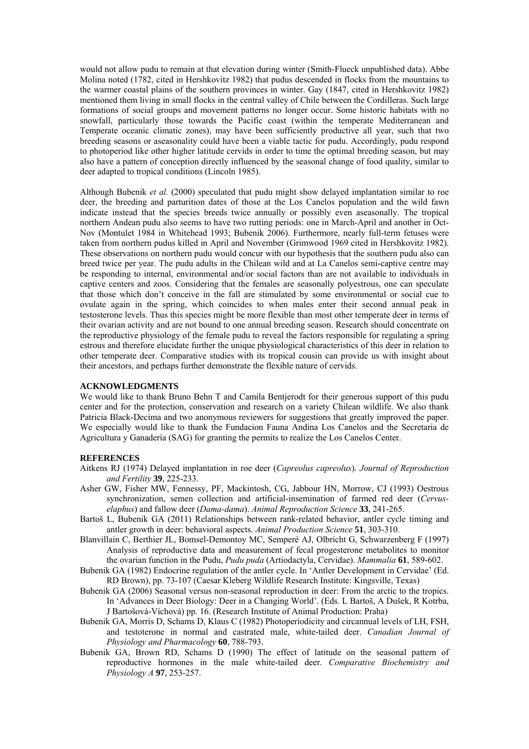would not allow pudu to remain at that elevation during winter (Smith-Flueck unpublished data). Abbe Molina noted (1782, cited in Hershkovitz 1982) that pudus descended in flocks from the mountains to the warmer coastal plains of the southern provinces in winter. Gay (1847, cited in Hershkovitz 1982) mentioned them living in small flocks in the central valley of Chile between the Cordilleras. Such large formations of social groups and movement patterns no longer occur. Some historic habitats with no snowfall, particularly those towards the Pacific coast (within the temperate Mediterranean and Temperate oceanic climatic zones), may have been sufficiently productive all year, such that two breeding seasons or aseasonality could have been a viable tactic for pudu. Accordingly, pudu respond to photoperiod like other higher latitude cervids in order to time the optimal breeding season, but may also have a pattern of conception directly influenced by the seasonal change of food quality, similar to deer adapted to tropical conditions (Lincoln 1985).

Although Bubenik *et al.* (2000) speculated that pudu might show delayed implantation similar to roe deer, the breeding and parturition dates of those at the Los Canelos population and the wild fawn indicate instead that the species breeds twice annually or possibly even aseasonally. The tropical northern Andean pudu also seems to have two rutting periods: one in March-April and another in Oct-Nov (Montulet 1984 in Whitehead 1993; Bubenik 2006). Furthermore, nearly full-term fetuses were taken from northern pudus killed in April and November (Grimwood 1969 cited in Hershkovitz 1982). These observations on northern pudu would concur with our hypothesis that the southern pudu also can breed twice per year. The pudu adults in the Chilean wild and at La Canelos semi-captive centre may be responding to internal, environmental and/or social factors than are not available to individuals in captive centers and zoos. Considering that the females are seasonally polyestrous, one can speculate that those which don't conceive in the fall are stimulated by some environmental or social cue to ovulate again in the spring, which coincides to when males enter their second annual peak in testosterone levels. Thus this species might be more flexible than most other temperate deer in terms of their ovarian activity and are not bound to one annual breeding season. Research should concentrate on the reproductive physiology of the female pudu to reveal the factors responsible for regulating a spring estrous and therefore elucidate further the unique physiological characteristics of this deer in relation to other temperate deer. Comparative studies with its tropical cousin can provide us with insight about their ancestors, and perhaps further demonstrate the flexible nature of cervids.

## ACKNOWLEDGMENTS

We would like to thank Bruno Behn T and Camila Bentjerodt for their generous support of this pudu center and for the protection, conservation and research on a variety Chilean wildlife. We also thank Patricia Black-Decima and two anonymous reviewers for suggestions that greatly improved the paper. We especially would like to thank the Fundacion Fauna Andina Los Canelos and the Secretaria de Agricultura y Ganadería (SAG) for granting the permits to realize the Los Canelos Center.

## REFERENCES

Aitkens RJ (1974) Delayed implantation in roe deer (*Capreolus capreolus*). *Journal of Reproduction and Fertility* **39**, 225-233.

Asher GW, Fisher MW, Fennessy, PF, Mackintosh, CG, Jabbour HN, Morrow, CJ (1993) Oestrous synchronization, semen collection and artificial-insemination of farmed red deer (*Cervus-elaphus*) and fallow deer (*Dama-dama*). *Animal Reproduction Science* **33**, 241-265.

Bartoš L, Bubenik GA (2011) Relationships between rank-related behavior, antler cycle timing and antler growth in deer: behavioral aspects. *Animal Production Science* **51**, 303-310.

Blanvillain C, Berthier JL, Bomsel-Demontoy MC, Semperé AJ, Olbricht G, Schwarzenberg F (1997) Analysis of reproductive data and measurement of fecal progesterone metabolites to monitor the ovarian function in the Pudu, *Pudu puda* (Artiodactyla, Cervidae). *Mammalia* **61**, 589-602.

Bubenik GA (1982) Endocrine regulation of the antler cycle. In 'Antler Development in Cervidae' (Ed. RD Brown), pp. 73-107 (Caesar Kleberg Wildlife Research Institute: Kingsville, Texas)

Bubenik GA (2006) Seasonal versus non-seasonal reproduction in deer: From the arctic to the tropics. In 'Advances in Deer Biology: Deer in a Changing World'. (Eds. L Bartoš, A Dušek, R Kotrba, J Bartošová-Víchová) pp. 16. (Research Institute of Animal Production: Praha)

Bubenik GA, Morris D, Schams D, Klaus C (1982) Photoperiodicity and circannual levels of LH, FSH, and testosterone in normal and castrated male, white-tailed deer. *Canadian Journal of Physiology and Pharmacology* **60**, 788-793.

Bubenik GA, Brown RD, Schams D (1990) The effect of latitude on the seasonal pattern of reproductive hormones in the male white-tailed deer. *Comparative Biochemistry and Physiology A* **97**, 253-257.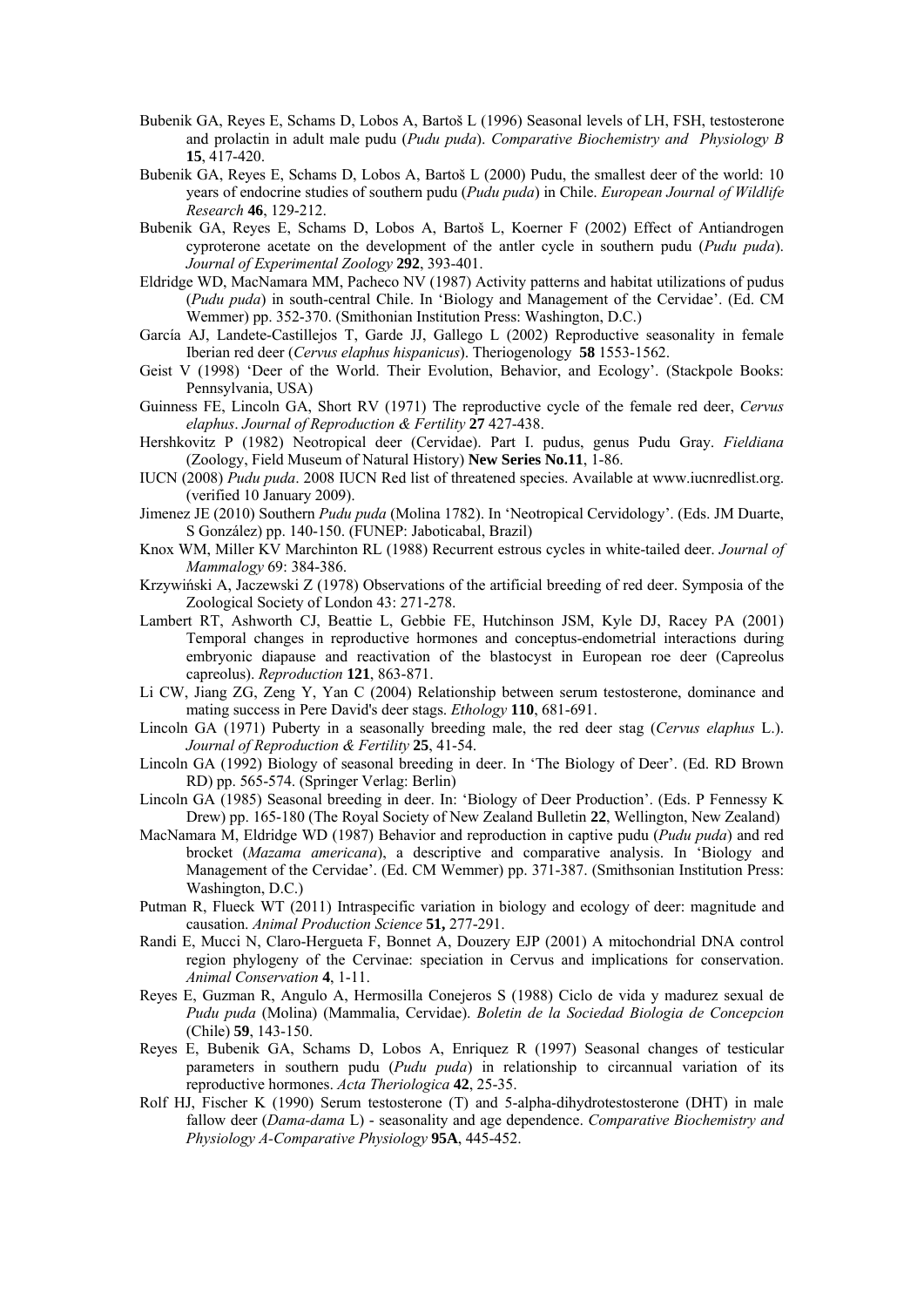Bubenik GA, Reyes E, Schams D, Lobos A, Bartoš L (1996) Seasonal levels of LH, FSH, testosterone and prolactin in adult male pudu (*Pudu puda*). *Comparative Biochemistry and Physiology B* **15**, 417-420.

Bubenik GA, Reyes E, Schams D, Lobos A, Bartoš L (2000) Pudu, the smallest deer of the world: 10 years of endocrine studies of southern pudu (*Pudu puda*) in Chile. *European Journal of Wildlife Research* **46**, 129-212.

Bubenik GA, Reyes E, Schams D, Lobos A, Bartoš L, Koerner F (2002) Effect of Antiandrogen cyproterone acetate on the development of the antler cycle in southern pudu (*Pudu puda*). *Journal of Experimental Zoology* **292**, 393-401.

Eldridge WD, MacNamara MM, Pacheco NV (1987) Activity patterns and habitat utilizations of pudus (*Pudu puda*) in south-central Chile. In 'Biology and Management of the Cervidae'. (Ed. CM Wemmer) pp. 352-370. (Smithonian Institution Press: Washington, D.C.)

García AJ, Landete-Castillejos T, Garde JJ, Gallego L (2002) Reproductive seasonality in female Iberian red deer (*Cervus elaphus hispanicus*). Theriogenology **58** 1553-1562.

Geist V (1998) 'Deer of the World. Their Evolution, Behavior, and Ecology'. (Stackpole Books: Pennsylvania, USA)

Guinness FE, Lincoln GA, Short RV (1971) The reproductive cycle of the female red deer, *Cervus elaphus*. *Journal of Reproduction & Fertility* **27** 427-438.

Hershkovitz P (1982) Neotropical deer (Cervidae). Part I. pudus, genus Pudu Gray. *Fieldiana* (Zoology, Field Museum of Natural History) **New Series No.11**, 1-86.

IUCN (2008) *Pudu puda*. 2008 IUCN Red list of threatened species. Available at www.iucnredlist.org. (verified 10 January 2009).

Jimenez JE (2010) Southern *Pudu puda* (Molina 1782). In 'Neotropical Cervidology'. (Eds. JM Duarte, S González) pp. 140-150. (FUNEP: Jaboticabal, Brazil)

Knox WM, Miller KV Marchinton RL (1988) Recurrent estrous cycles in white-tailed deer. *Journal of Mammalogy* 69: 384-386.

Krzywiński A, Jaczewski Z (1978) Observations of the artificial breeding of red deer. Symposia of the Zoological Society of London 43: 271-278.

Lambert RT, Ashworth CJ, Beattie L, Gebbie FE, Hutchinson JSM, Kyle DJ, Racey PA (2001) Temporal changes in reproductive hormones and conceptus-endometrial interactions during embryonic diapause and reactivation of the blastocyst in European roe deer (Capreolus capreolus). *Reproduction* **121**, 863-871.

Li CW, Jiang ZG, Zeng Y, Yan C (2004) Relationship between serum testosterone, dominance and mating success in Pere David's deer stags. *Ethology* **110**, 681-691.

Lincoln GA (1971) Puberty in a seasonally breeding male, the red deer stag (*Cervus elaphus* L.). *Journal of Reproduction & Fertility* **25**, 41-54.

Lincoln GA (1992) Biology of seasonal breeding in deer. In 'The Biology of Deer'. (Ed. RD Brown RD) pp. 565-574. (Springer Verlag: Berlin)

Lincoln GA (1985) Seasonal breeding in deer. In: 'Biology of Deer Production'. (Eds. P Fennessy K Drew) pp. 165-180 (The Royal Society of New Zealand Bulletin **22**, Wellington, New Zealand)

MacNamara M, Eldridge WD (1987) Behavior and reproduction in captive pudu (*Pudu puda*) and red brocket (*Mazama americana*), a descriptive and comparative analysis. In 'Biology and Management of the Cervidae'. (Ed. CM Wemmer) pp. 371-387. (Smithsonian Institution Press: Washington, D.C.)

Putman R, Flueck WT (2011) Intraspecific variation in biology and ecology of deer: magnitude and causation. *Animal Production Science* **51,** 277-291.

Randi E, Mucci N, Claro-Hergueta F, Bonnet A, Douzery EJP (2001) A mitochondrial DNA control region phylogeny of the Cervinae: speciation in Cervus and implications for conservation. *Animal Conservation* **4**, 1-11.

Reyes E, Guzman R, Angulo A, Hermosilla Conejeros S (1988) Ciclo de vida y madurez sexual de *Pudu puda* (Molina) (Mammalia, Cervidae). *Boletin de la Sociedad Biologia de Concepcion* (Chile) **59**, 143-150.

Reyes E, Bubenik GA, Schams D, Lobos A, Enriquez R (1997) Seasonal changes of testicular parameters in southern pudu (*Pudu puda*) in relationship to circannual variation of its reproductive hormones. *Acta Theriologica* **42**, 25-35.

Rolf HJ, Fischer K (1990) Serum testosterone (T) and 5-alpha-dihydrotestosterone (DHT) in male fallow deer (*Dama-dama* L) - seasonality and age dependence. *Comparative Biochemistry and Physiology A-Comparative Physiology* **95A**, 445-452.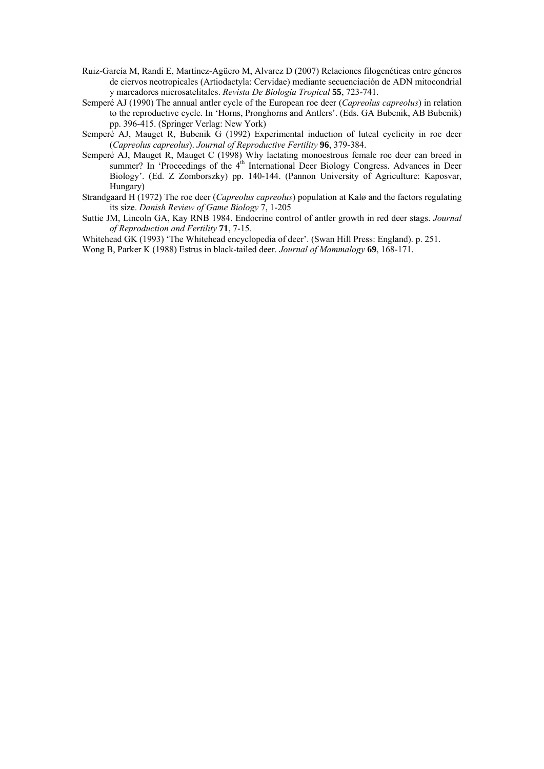Ruiz-García M, Randi E, Martínez-Agüero M, Alvarez D (2007) Relaciones filogenéticas entre géneros de ciervos neotropicales (Artiodactyla: Cervidae) mediante secuenciación de ADN mitocondrial y marcadores microsatelitales. *Revista De Biologia Tropical* **55**, 723-741.

Semperé AJ (1990) The annual antler cycle of the European roe deer (*Capreolus capreolus*) in relation to the reproductive cycle. In 'Horns, Pronghorns and Antlers'. (Eds. GA Bubenik, AB Bubenik) pp. 396-415. (Springer Verlag: New York)

Semperé AJ, Mauget R, Bubenik G (1992) Experimental induction of luteal cyclicity in roe deer (*Capreolus capreolus*). *Journal of Reproductive Fertility* **96**, 379-384.

Semperé AJ, Mauget R, Mauget C (1998) Why lactating monoestrous female roe deer can breed in summer? In 'Proceedings of the 4th International Deer Biology Congress. Advances in Deer Biology'. (Ed. Z Zomborszky) pp. 140-144. (Pannon University of Agriculture: Kaposvar, Hungary)

Strandgaard H (1972) The roe deer (*Capreolus capreolus*) population at Kalø and the factors regulating its size. *Danish Review of Game Biology* 7, 1-205

Suttie JM, Lincoln GA, Kay RNB 1984. Endocrine control of antler growth in red deer stags. *Journal of Reproduction and Fertility* **71**, 7-15.

Whitehead GK (1993) 'The Whitehead encyclopedia of deer'. (Swan Hill Press: England). p. 251.

Wong B, Parker K (1988) Estrus in black-tailed deer. *Journal of Mammalogy* **69**, 168-171.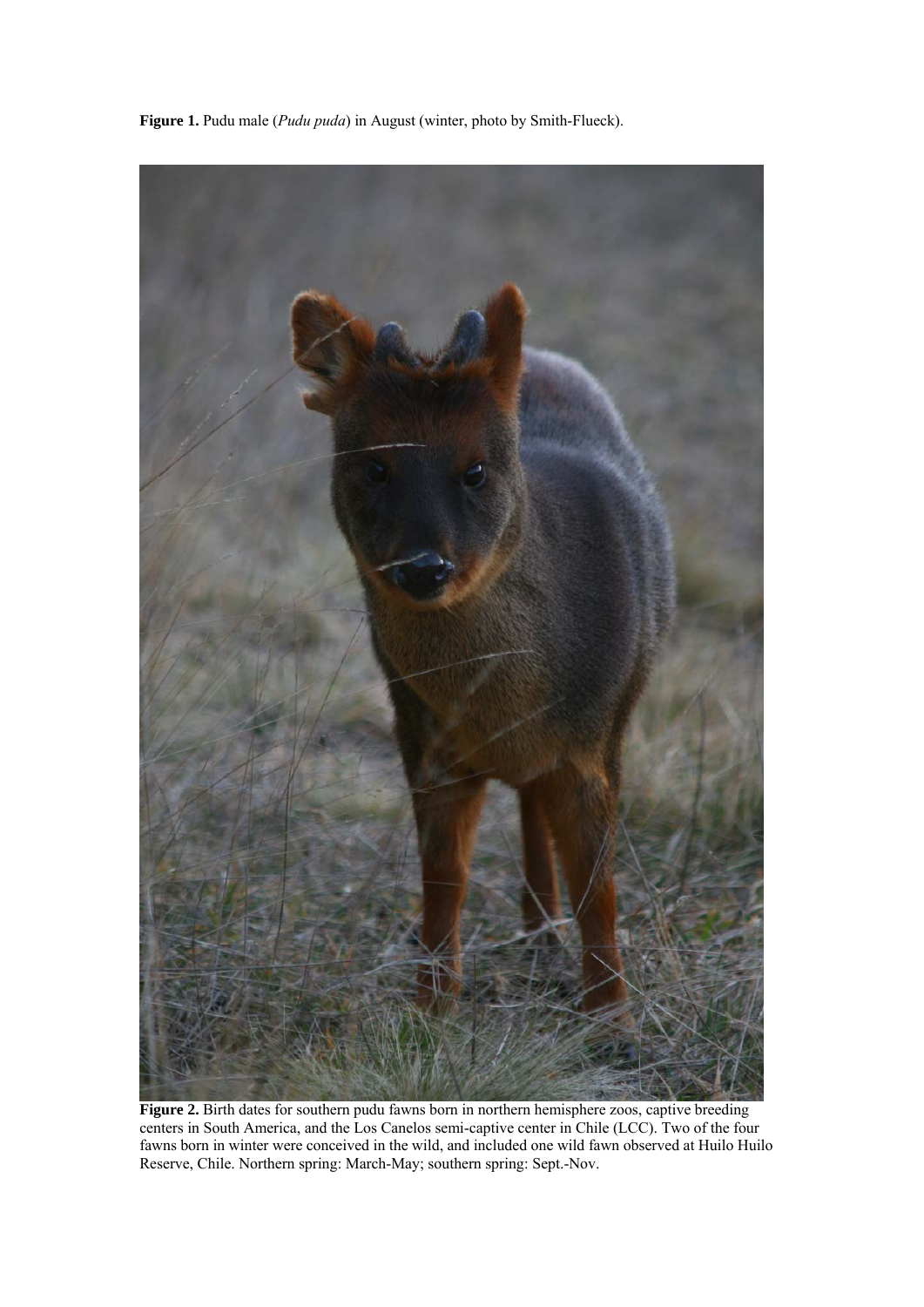**Figure 1.** Pudu male (*Pudu puda*) in August (winter, photo by Smith-Flueck).

**Figure 2.** Birth dates for southern pudu fawns born in northern hemisphere zoos, captive breeding centers in South America, and the Los Canelos semi-captive center in Chile (LCC). Two of the four fawns born in winter were conceived in the wild, and included one wild fawn observed at Huilo Huilo Reserve, Chile. Northern spring: March-May; southern spring: Sept.-Nov.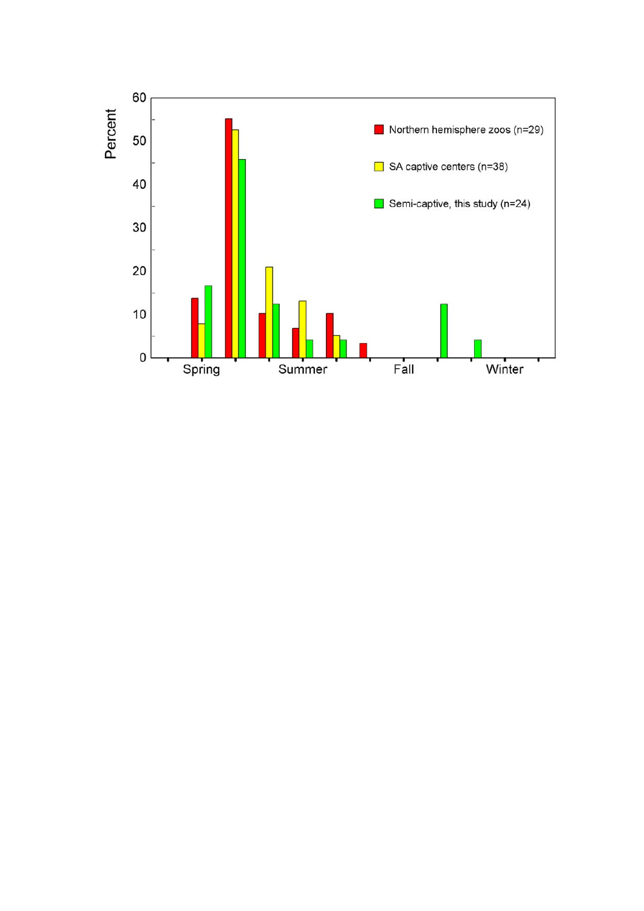Percent

60
50
40
30
20
10
0

Spring
Summer
Fall
Winter

Northern hemisphere zoos (n=29)
SA captive centers (n=38)
Semi-captive, this study (n=24)